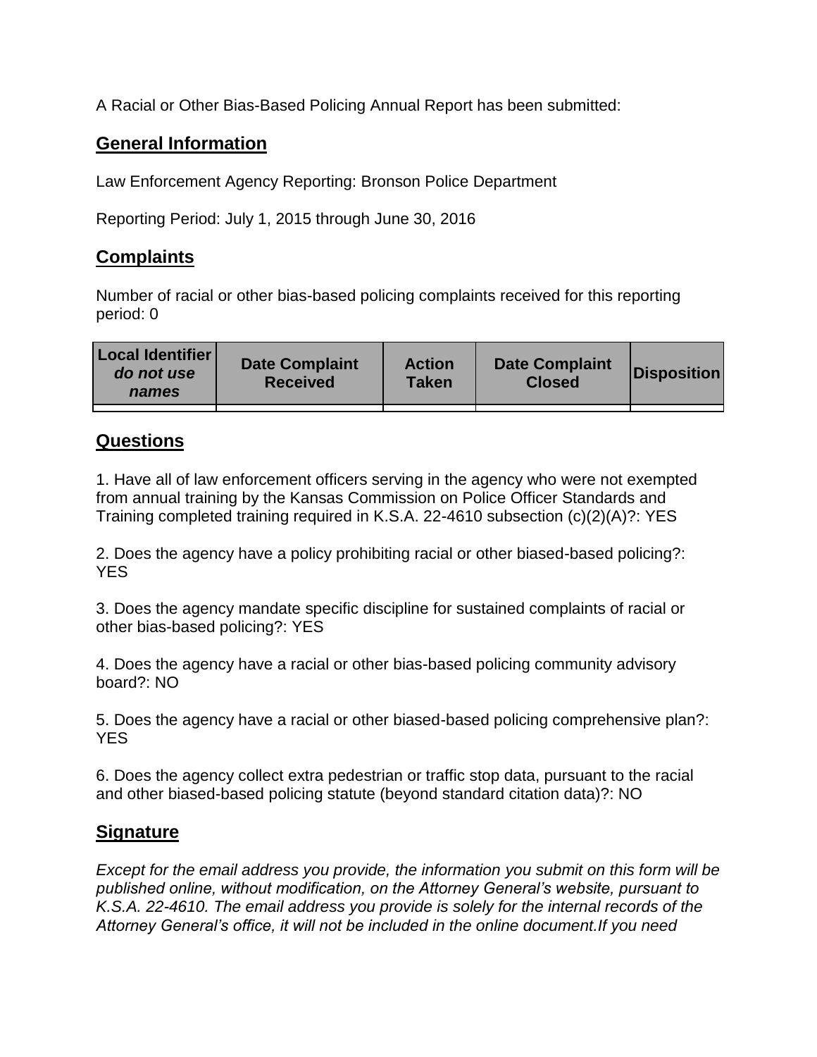A Racial or Other Bias-Based Policing Annual Report has been submitted:

## General Information

Law Enforcement Agency Reporting: Bronson Police Department

Reporting Period: July 1, 2015 through June 30, 2016

## Complaints

Number of racial or other bias-based policing complaints received for this reporting period: 0

| Local Identifier *do not use names* | Date Complaint Received | Action Taken | Date Complaint Closed | Disposition |
|---|---|---|---|---|
| | | | | |

## Questions

1. Have all of law enforcement officers serving in the agency who were not exempted from annual training by the Kansas Commission on Police Officer Standards and Training completed training required in K.S.A. 22-4610 subsection (c)(2)(A)?: YES

2. Does the agency have a policy prohibiting racial or other biased-based policing?: YES

3. Does the agency mandate specific discipline for sustained complaints of racial or other bias-based policing?: YES

4. Does the agency have a racial or other bias-based policing community advisory board?: NO

5. Does the agency have a racial or other biased-based policing comprehensive plan?: YES

6. Does the agency collect extra pedestrian or traffic stop data, pursuant to the racial and other biased-based policing statute (beyond standard citation data)?: NO

## Signature

*Except for the email address you provide, the information you submit on this form will be published online, without modification, on the Attorney General's website, pursuant to K.S.A. 22-4610. The email address you provide is solely for the internal records of the Attorney General's office, it will not be included in the online document.If you need*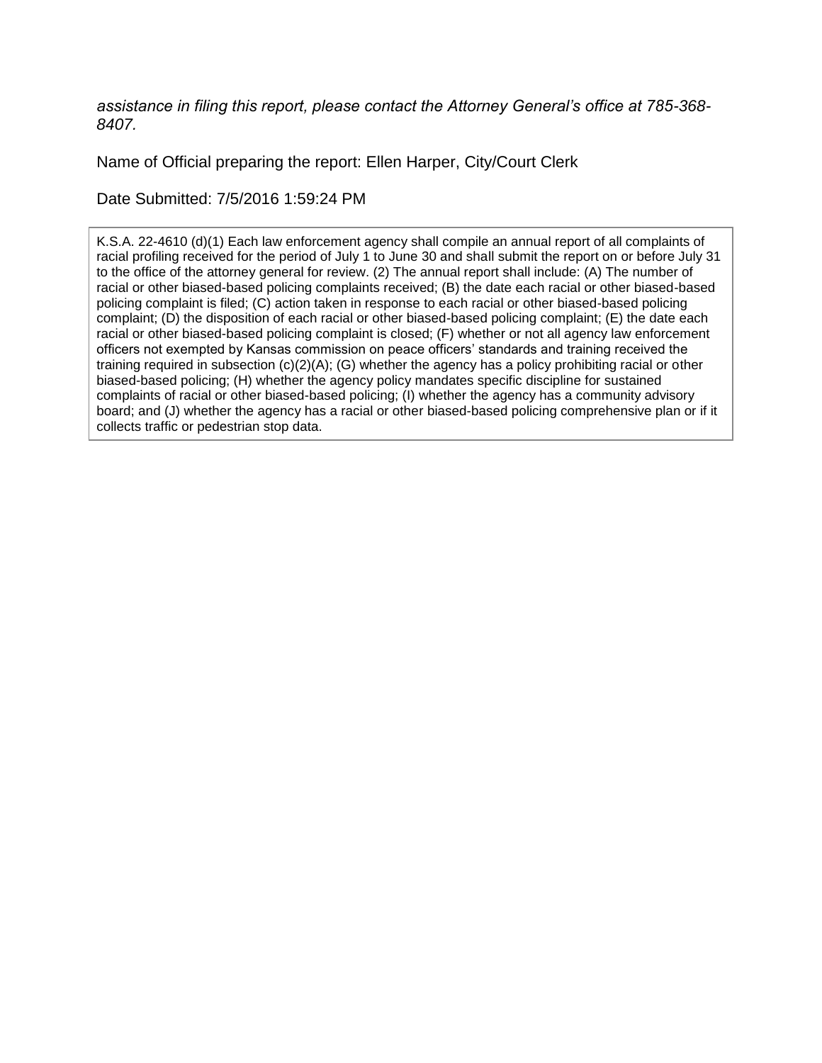*assistance in filing this report, please contact the Attorney General's office at 785-368-8407.*

Name of Official preparing the report: Ellen Harper, City/Court Clerk

Date Submitted: 7/5/2016 1:59:24 PM

K.S.A. 22-4610 (d)(1) Each law enforcement agency shall compile an annual report of all complaints of racial profiling received for the period of July 1 to June 30 and shall submit the report on or before July 31 to the office of the attorney general for review. (2) The annual report shall include: (A) The number of racial or other biased-based policing complaints received; (B) the date each racial or other biased-based policing complaint is filed; (C) action taken in response to each racial or other biased-based policing complaint; (D) the disposition of each racial or other biased-based policing complaint; (E) the date each racial or other biased-based policing complaint is closed; (F) whether or not all agency law enforcement officers not exempted by Kansas commission on peace officers' standards and training received the training required in subsection (c)(2)(A); (G) whether the agency has a policy prohibiting racial or other biased-based policing; (H) whether the agency policy mandates specific discipline for sustained complaints of racial or other biased-based policing; (I) whether the agency has a community advisory board; and (J) whether the agency has a racial or other biased-based policing comprehensive plan or if it collects traffic or pedestrian stop data.